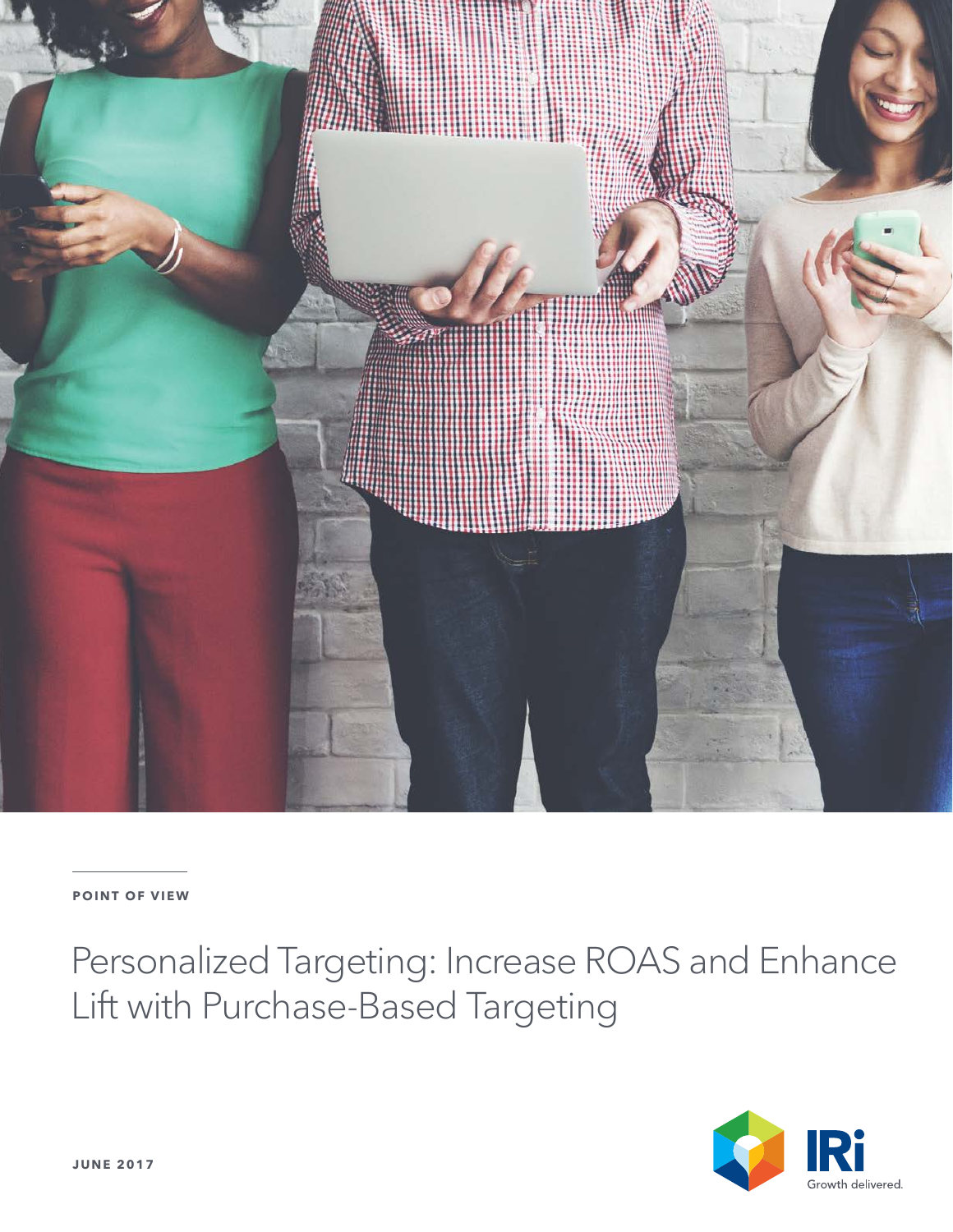**POINT OF VIEW**

# Personalized Targeting: Increase ROAS and Enhance Lift with Purchase-Based Targeting

**JUNE 2017**

IRi

Growth delivered.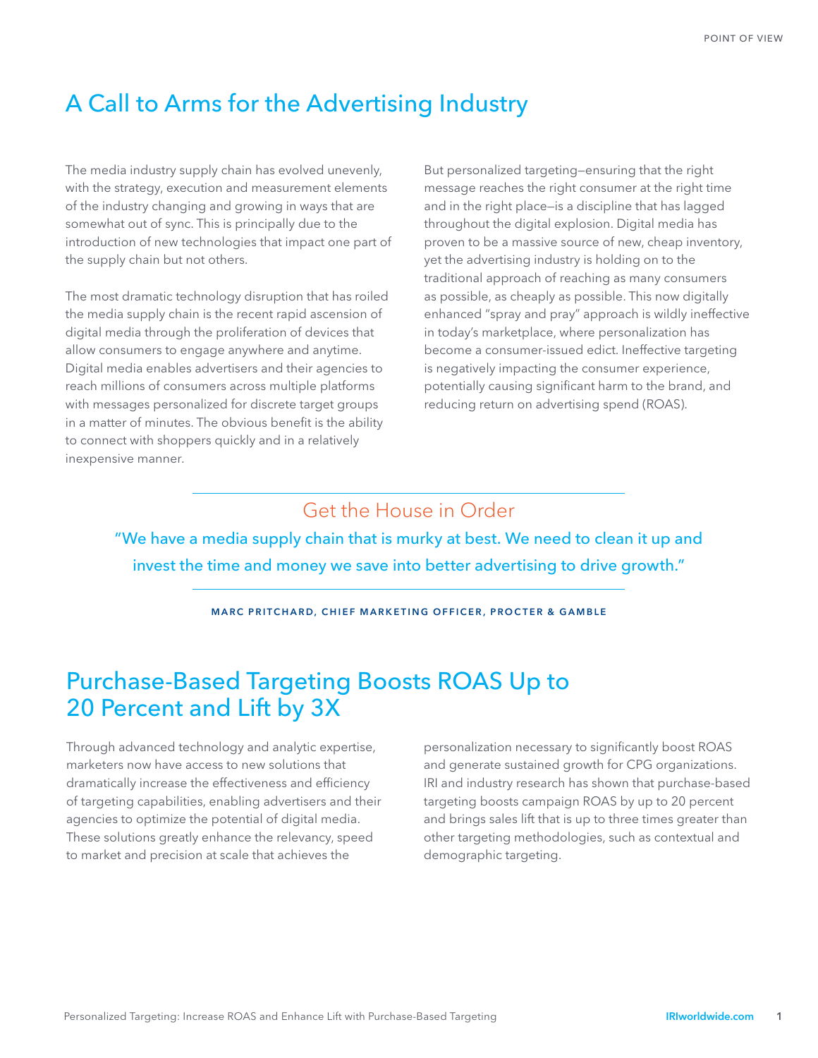## A Call to Arms for the Advertising Industry

The media industry supply chain has evolved unevenly, with the strategy, execution and measurement elements of the industry changing and growing in ways that are somewhat out of sync. This is principally due to the introduction of new technologies that impact one part of the supply chain but not others.

The most dramatic technology disruption that has roiled the media supply chain is the recent rapid ascension of digital media through the proliferation of devices that allow consumers to engage anywhere and anytime. Digital media enables advertisers and their agencies to reach millions of consumers across multiple platforms with messages personalized for discrete target groups in a matter of minutes. The obvious benefit is the ability to connect with shoppers quickly and in a relatively inexpensive manner.

But personalized targeting—ensuring that the right message reaches the right consumer at the right time and in the right place—is a discipline that has lagged throughout the digital explosion. Digital media has proven to be a massive source of new, cheap inventory, yet the advertising industry is holding on to the traditional approach of reaching as many consumers as possible, as cheaply as possible. This now digitally enhanced "spray and pray" approach is wildly ineffective in today's marketplace, where personalization has become a consumer-issued edict. Ineffective targeting is negatively impacting the consumer experience, potentially causing significant harm to the brand, and reducing return on advertising spend (ROAS).

### Get the House in Order

"We have a media supply chain that is murky at best. We need to clean it up and invest the time and money we save into better advertising to drive growth."

**MARC PRITCHARD, CHIEF MARKETING OFFICER, PROCTER & GAMBLE**

## Purchase-Based Targeting Boosts ROAS Up to 20 Percent and Lift by 3X

Through advanced technology and analytic expertise, marketers now have access to new solutions that dramatically increase the effectiveness and efficiency of targeting capabilities, enabling advertisers and their agencies to optimize the potential of digital media. These solutions greatly enhance the relevancy, speed to market and precision at scale that achieves the personalization necessary to significantly boost ROAS and generate sustained growth for CPG organizations. IRI and industry research has shown that purchase-based targeting boosts campaign ROAS by up to 20 percent and brings sales lift that is up to three times greater than other targeting methodologies, such as contextual and demographic targeting.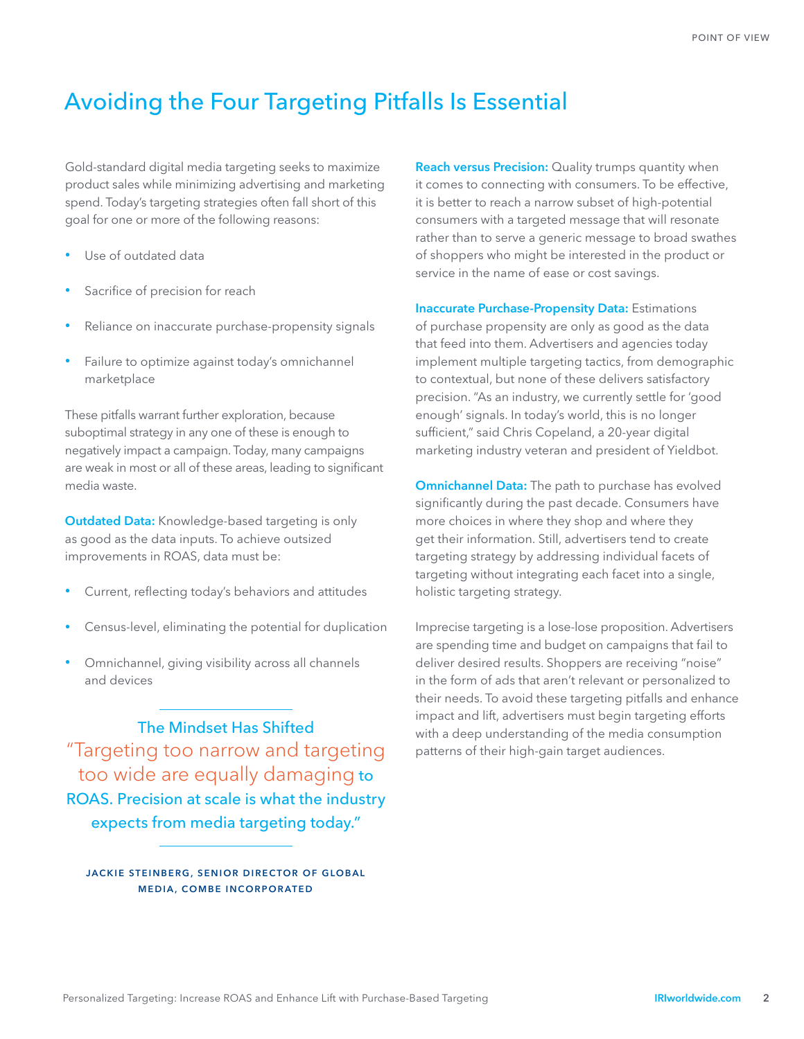# Avoiding the Four Targeting Pitfalls Is Essential

Gold-standard digital media targeting seeks to maximize product sales while minimizing advertising and marketing spend. Today's targeting strategies often fall short of this goal for one or more of the following reasons:

- Use of outdated data
- Sacrifice of precision for reach
- Reliance on inaccurate purchase-propensity signals
- Failure to optimize against today's omnichannel marketplace

These pitfalls warrant further exploration, because suboptimal strategy in any one of these is enough to negatively impact a campaign. Today, many campaigns are weak in most or all of these areas, leading to significant media waste.

**Outdated Data:** Knowledge-based targeting is only as good as the data inputs. To achieve outsized improvements in ROAS, data must be:

- Current, reflecting today's behaviors and attitudes
- Census-level, eliminating the potential for duplication
- Omnichannel, giving visibility across all channels and devices

> **The Mindset Has Shifted**
>
> "Targeting too narrow and targeting too wide are equally damaging to ROAS. Precision at scale is what the industry expects from media targeting today."
>
> JACKIE STEINBERG, SENIOR DIRECTOR OF GLOBAL MEDIA, COMBE INCORPORATED

**Reach versus Precision:** Quality trumps quantity when it comes to connecting with consumers. To be effective, it is better to reach a narrow subset of high-potential consumers with a targeted message that will resonate rather than to serve a generic message to broad swathes of shoppers who might be interested in the product or service in the name of ease or cost savings.

**Inaccurate Purchase-Propensity Data:** Estimations of purchase propensity are only as good as the data that feed into them. Advertisers and agencies today implement multiple targeting tactics, from demographic to contextual, but none of these delivers satisfactory precision. "As an industry, we currently settle for 'good enough' signals. In today's world, this is no longer sufficient," said Chris Copeland, a 20-year digital marketing industry veteran and president of Yieldbot.

**Omnichannel Data:** The path to purchase has evolved significantly during the past decade. Consumers have more choices in where they shop and where they get their information. Still, advertisers tend to create targeting strategy by addressing individual facets of targeting without integrating each facet into a single, holistic targeting strategy.

Imprecise targeting is a lose-lose proposition. Advertisers are spending time and budget on campaigns that fail to deliver desired results. Shoppers are receiving "noise" in the form of ads that aren't relevant or personalized to their needs. To avoid these targeting pitfalls and enhance impact and lift, advertisers must begin targeting efforts with a deep understanding of the media consumption patterns of their high-gain target audiences.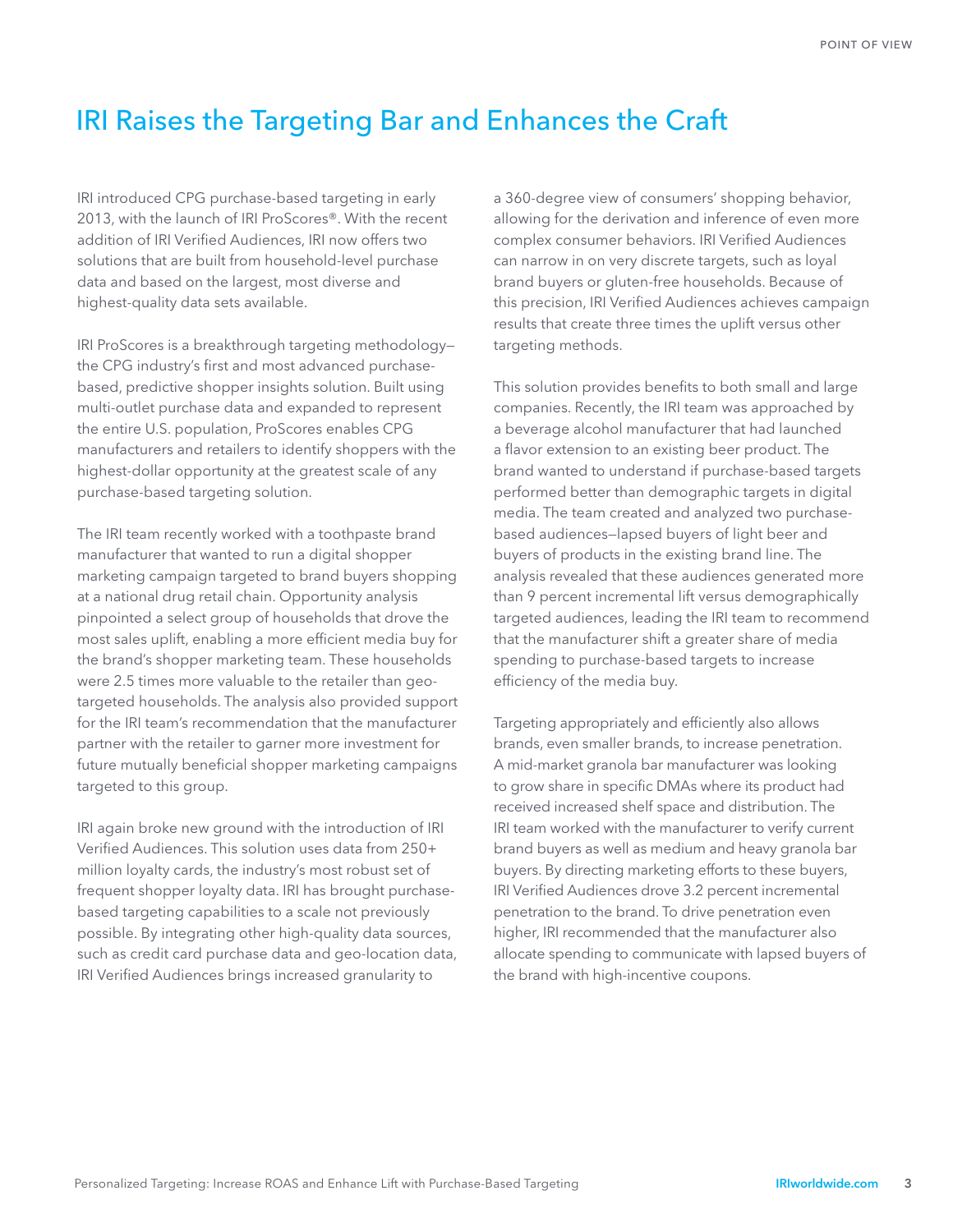## IRI Raises the Targeting Bar and Enhances the Craft

IRI introduced CPG purchase-based targeting in early 2013, with the launch of IRI ProScores®. With the recent addition of IRI Verified Audiences, IRI now offers two solutions that are built from household-level purchase data and based on the largest, most diverse and highest-quality data sets available.

IRI ProScores is a breakthrough targeting methodology—the CPG industry's first and most advanced purchase-based, predictive shopper insights solution. Built using multi-outlet purchase data and expanded to represent the entire U.S. population, ProScores enables CPG manufacturers and retailers to identify shoppers with the highest-dollar opportunity at the greatest scale of any purchase-based targeting solution.

The IRI team recently worked with a toothpaste brand manufacturer that wanted to run a digital shopper marketing campaign targeted to brand buyers shopping at a national drug retail chain. Opportunity analysis pinpointed a select group of households that drove the most sales uplift, enabling a more efficient media buy for the brand's shopper marketing team. These households were 2.5 times more valuable to the retailer than geo-targeted households. The analysis also provided support for the IRI team's recommendation that the manufacturer partner with the retailer to garner more investment for future mutually beneficial shopper marketing campaigns targeted to this group.

IRI again broke new ground with the introduction of IRI Verified Audiences. This solution uses data from 250+ million loyalty cards, the industry's most robust set of frequent shopper loyalty data. IRI has brought purchase-based targeting capabilities to a scale not previously possible. By integrating other high-quality data sources, such as credit card purchase data and geo-location data, IRI Verified Audiences brings increased granularity to a 360-degree view of consumers' shopping behavior, allowing for the derivation and inference of even more complex consumer behaviors. IRI Verified Audiences can narrow in on very discrete targets, such as loyal brand buyers or gluten-free households. Because of this precision, IRI Verified Audiences achieves campaign results that create three times the uplift versus other targeting methods.

This solution provides benefits to both small and large companies. Recently, the IRI team was approached by a beverage alcohol manufacturer that had launched a flavor extension to an existing beer product. The brand wanted to understand if purchase-based targets performed better than demographic targets in digital media. The team created and analyzed two purchase-based audiences—lapsed buyers of light beer and buyers of products in the existing brand line. The analysis revealed that these audiences generated more than 9 percent incremental lift versus demographically targeted audiences, leading the IRI team to recommend that the manufacturer shift a greater share of media spending to purchase-based targets to increase efficiency of the media buy.

Targeting appropriately and efficiently also allows brands, even smaller brands, to increase penetration. A mid-market granola bar manufacturer was looking to grow share in specific DMAs where its product had received increased shelf space and distribution. The IRI team worked with the manufacturer to verify current brand buyers as well as medium and heavy granola bar buyers. By directing marketing efforts to these buyers, IRI Verified Audiences drove 3.2 percent incremental penetration to the brand. To drive penetration even higher, IRI recommended that the manufacturer also allocate spending to communicate with lapsed buyers of the brand with high-incentive coupons.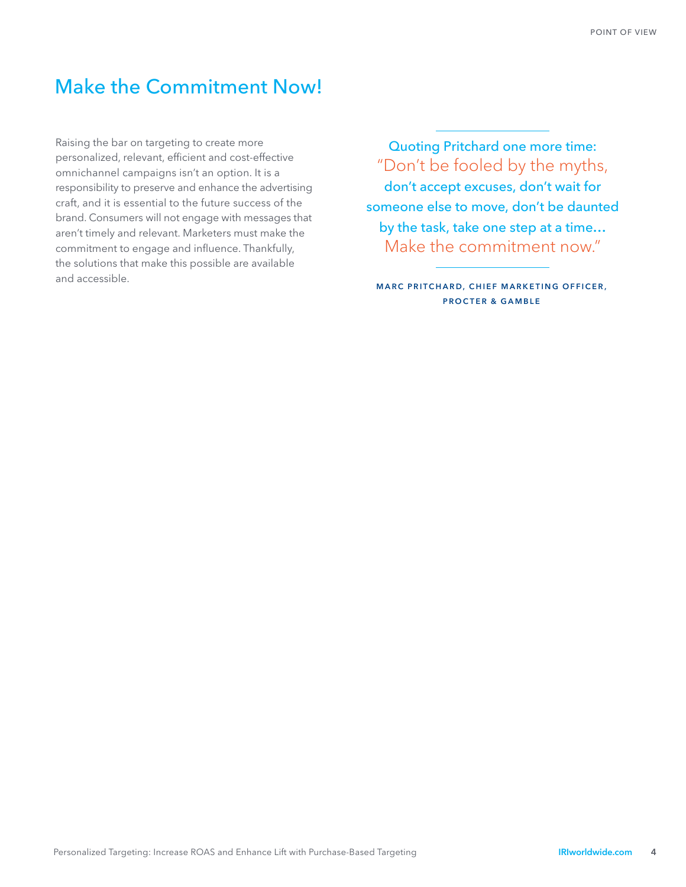## Make the Commitment Now!

Raising the bar on targeting to create more personalized, relevant, efficient and cost-effective omnichannel campaigns isn't an option. It is a responsibility to preserve and enhance the advertising craft, and it is essential to the future success of the brand. Consumers will not engage with messages that aren't timely and relevant. Marketers must make the commitment to engage and influence. Thankfully, the solutions that make this possible are available and accessible.

> Quoting Pritchard one more time: "Don't be fooled by the myths, don't accept excuses, don't wait for someone else to move, don't be daunted by the task, take one step at a time… Make the commitment now."
>
> **MARC PRITCHARD, CHIEF MARKETING OFFICER, PROCTER & GAMBLE**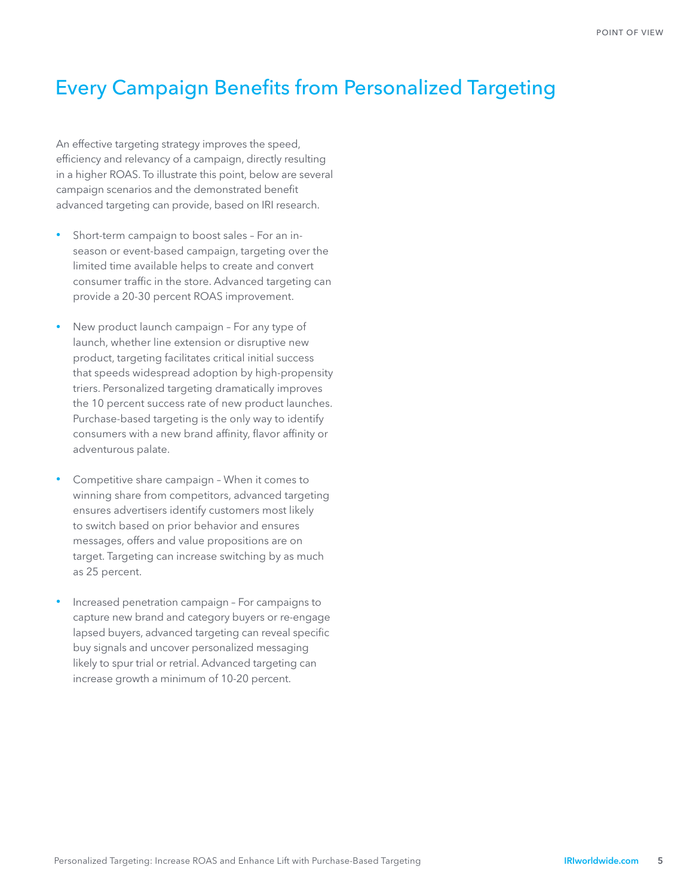# Every Campaign Benefits from Personalized Targeting

An effective targeting strategy improves the speed, efficiency and relevancy of a campaign, directly resulting in a higher ROAS. To illustrate this point, below are several campaign scenarios and the demonstrated benefit advanced targeting can provide, based on IRI research.

- Short-term campaign to boost sales – For an in-season or event-based campaign, targeting over the limited time available helps to create and convert consumer traffic in the store. Advanced targeting can provide a 20-30 percent ROAS improvement.

- New product launch campaign – For any type of launch, whether line extension or disruptive new product, targeting facilitates critical initial success that speeds widespread adoption by high-propensity triers. Personalized targeting dramatically improves the 10 percent success rate of new product launches. Purchase-based targeting is the only way to identify consumers with a new brand affinity, flavor affinity or adventurous palate.

- Competitive share campaign – When it comes to winning share from competitors, advanced targeting ensures advertisers identify customers most likely to switch based on prior behavior and ensures messages, offers and value propositions are on target. Targeting can increase switching by as much as 25 percent.

- Increased penetration campaign – For campaigns to capture new brand and category buyers or re-engage lapsed buyers, advanced targeting can reveal specific buy signals and uncover personalized messaging likely to spur trial or retrial. Advanced targeting can increase growth a minimum of 10-20 percent.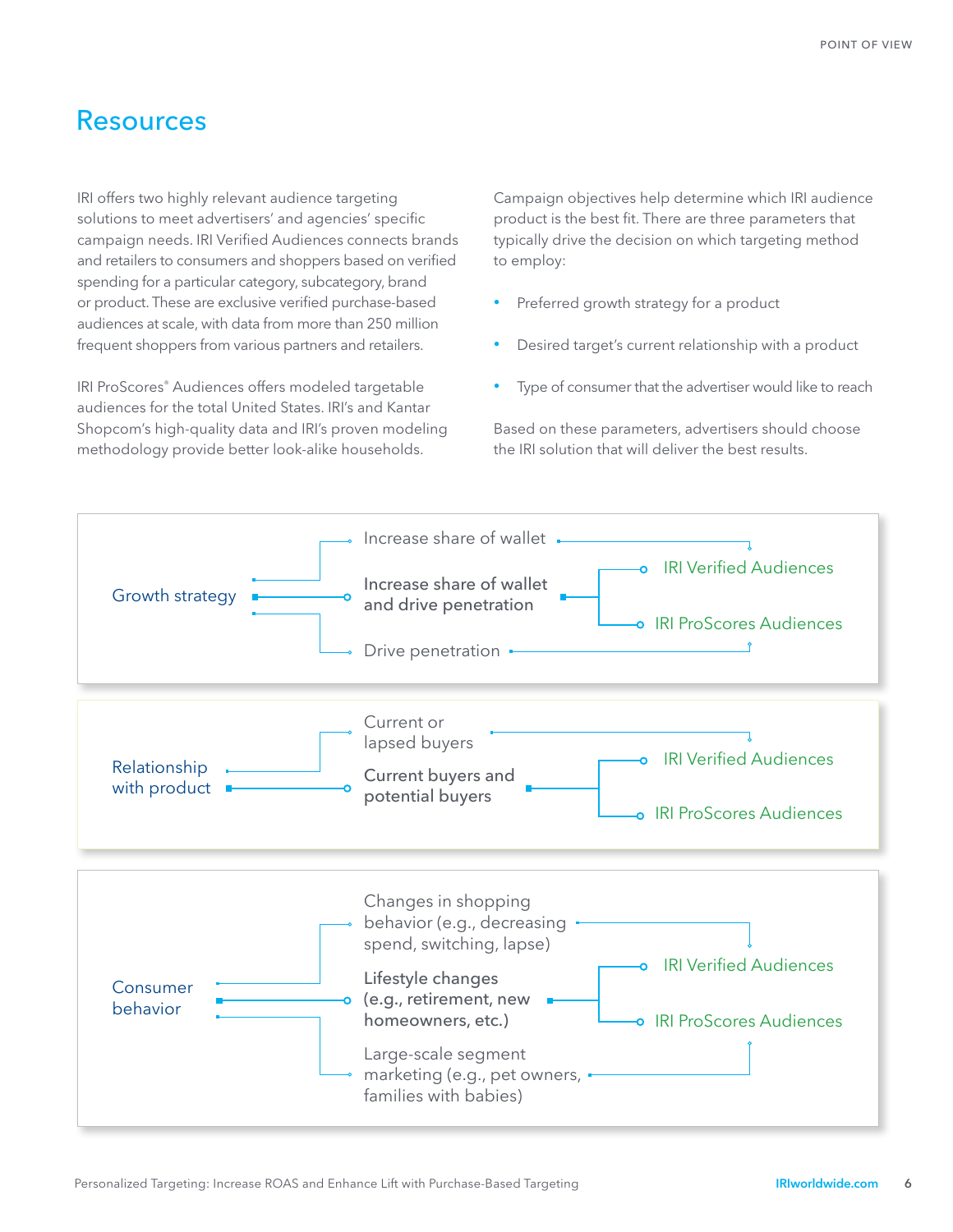# Resources

IRI offers two highly relevant audience targeting solutions to meet advertisers' and agencies' specific campaign needs. IRI Verified Audiences connects brands and retailers to consumers and shoppers based on verified spending for a particular category, subcategory, brand or product. These are exclusive verified purchase-based audiences at scale, with data from more than 250 million frequent shoppers from various partners and retailers.

IRI ProScores® Audiences offers modeled targetable audiences for the total United States. IRI's and Kantar Shopcom's high-quality data and IRI's proven modeling methodology provide better look-alike households.

Campaign objectives help determine which IRI audience product is the best fit. There are three parameters that typically drive the decision on which targeting method to employ:

- Preferred growth strategy for a product
- Desired target's current relationship with a product
- Type of consumer that the advertiser would like to reach

Based on these parameters, advertisers should choose the IRI solution that will deliver the best results.

| Parameter | Option | IRI solution |
|---|---|---|
| Growth strategy | Increase share of wallet | IRI Verified Audiences |
| | **Increase share of wallet and drive penetration** | IRI Verified Audiences and IRI ProScores Audiences |
| | Drive penetration | IRI ProScores Audiences |
| Relationship with product | Current or lapsed buyers | IRI Verified Audiences |
| | **Current buyers and potential buyers** | IRI Verified Audiences and IRI ProScores Audiences |
| Consumer behavior | Changes in shopping behavior (e.g., decreasing spend, switching, lapse) | IRI Verified Audiences |
| | **Lifestyle changes (e.g., retirement, new homeowners, etc.)** | IRI Verified Audiences and IRI ProScores Audiences |
| | Large-scale segment marketing (e.g., pet owners, families with babies) | IRI ProScores Audiences |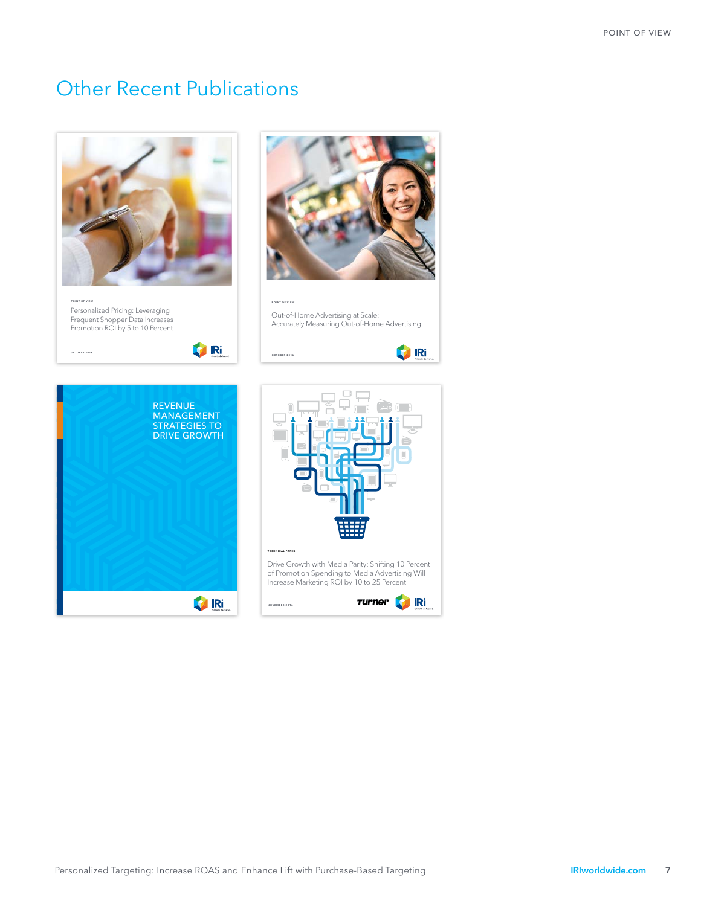# Other Recent Publications

POINT OF VIEW

Personalized Pricing: Leveraging Frequent Shopper Data Increases Promotion ROI by 5 to 10 Percent

OCTOBER 2016

POINT OF VIEW

Out-of-Home Advertising at Scale: Accurately Measuring Out-of-Home Advertising

OCTOBER 2016

REVENUE MANAGEMENT STRATEGIES TO DRIVE GROWTH

TECHNICAL PAPER

Drive Growth with Media Parity: Shifting 10 Percent of Promotion Spending to Media Advertising Will Increase Marketing ROI by 10 to 25 Percent

NOVEMBER 2016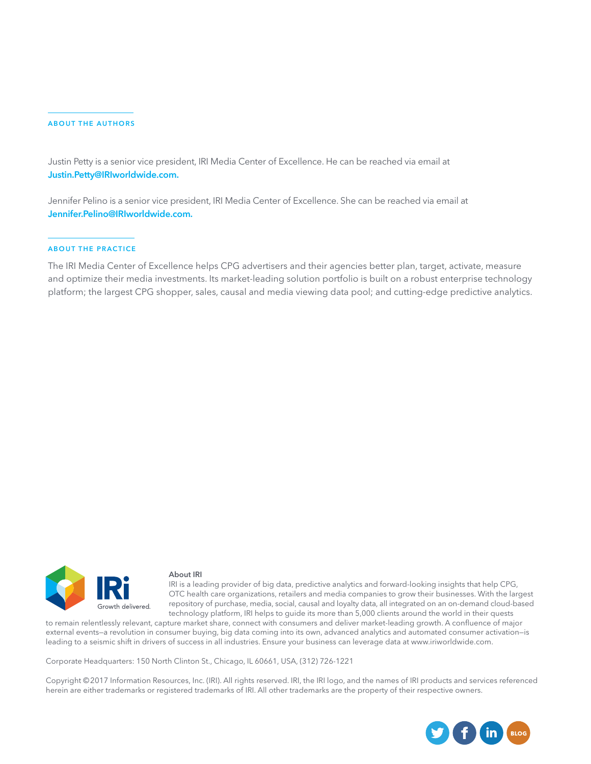## ABOUT THE AUTHORS

Justin Petty is a senior vice president, IRI Media Center of Excellence. He can be reached via email at **Justin.Petty@IRIworldwide.com.**

Jennifer Pelino is a senior vice president, IRI Media Center of Excellence. She can be reached via email at **Jennifer.Pelino@IRIworldwide.com.**

## ABOUT THE PRACTICE

The IRI Media Center of Excellence helps CPG advertisers and their agencies better plan, target, activate, measure and optimize their media investments. Its market-leading solution portfolio is built on a robust enterprise technology platform; the largest CPG shopper, sales, causal and media viewing data pool; and cutting-edge predictive analytics.

IRi
Growth delivered.

**About IRI**

IRI is a leading provider of big data, predictive analytics and forward-looking insights that help CPG, OTC health care organizations, retailers and media companies to grow their businesses. With the largest repository of purchase, media, social, causal and loyalty data, all integrated on an on-demand cloud-based technology platform, IRI helps to guide its more than 5,000 clients around the world in their quests to remain relentlessly relevant, capture market share, connect with consumers and deliver market-leading growth. A confluence of major external events—a revolution in consumer buying, big data coming into its own, advanced analytics and automated consumer activation—is leading to a seismic shift in drivers of success in all industries. Ensure your business can leverage data at www.iriworldwide.com.

Corporate Headquarters: 150 North Clinton St., Chicago, IL 60661, USA, (312) 726-1221

Copyright ©2017 Information Resources, Inc. (IRI). All rights reserved. IRI, the IRI logo, and the names of IRI products and services referenced herein are either trademarks or registered trademarks of IRI. All other trademarks are the property of their respective owners.

BLOG